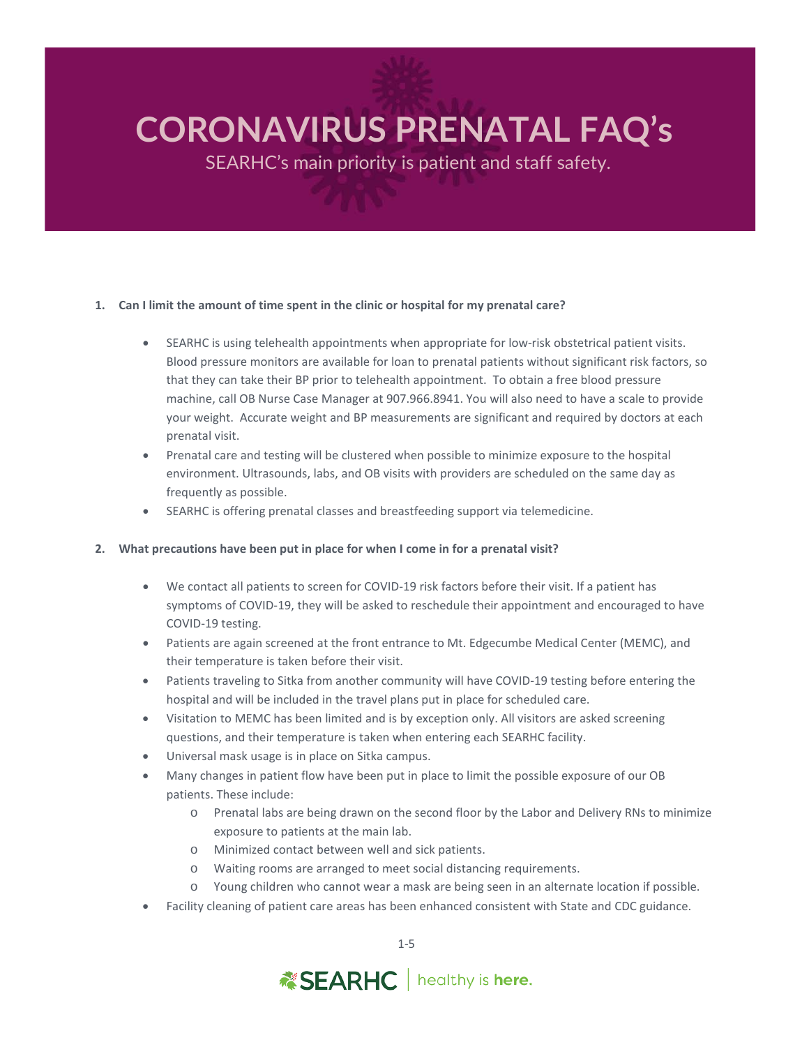# CORONAVIRUS PRENATAL FAQ's

SEARHC's main priority is patient and staff safety.

1. **Can I limit the amount of time spent in the clinic or hospital for my prenatal care?**

    - SEARHC is using telehealth appointments when appropriate for low-risk obstetrical patient visits. Blood pressure monitors are available for loan to prenatal patients without significant risk factors, so that they can take their BP prior to telehealth appointment. To obtain a free blood pressure machine, call OB Nurse Case Manager at 907.966.8941. You will also need to have a scale to provide your weight. Accurate weight and BP measurements are significant and required by doctors at each prenatal visit.
    - Prenatal care and testing will be clustered when possible to minimize exposure to the hospital environment. Ultrasounds, labs, and OB visits with providers are scheduled on the same day as frequently as possible.
    - SEARHC is offering prenatal classes and breastfeeding support via telemedicine.

2. **What precautions have been put in place for when I come in for a prenatal visit?**

    - We contact all patients to screen for COVID-19 risk factors before their visit. If a patient has symptoms of COVID-19, they will be asked to reschedule their appointment and encouraged to have COVID-19 testing.
    - Patients are again screened at the front entrance to Mt. Edgecumbe Medical Center (MEMC), and their temperature is taken before their visit.
    - Patients traveling to Sitka from another community will have COVID-19 testing before entering the hospital and will be included in the travel plans put in place for scheduled care.
    - Visitation to MEMC has been limited and is by exception only. All visitors are asked screening questions, and their temperature is taken when entering each SEARHC facility.
    - Universal mask usage is in place on Sitka campus.
    - Many changes in patient flow have been put in place to limit the possible exposure of our OB patients. These include:
        - Prenatal labs are being drawn on the second floor by the Labor and Delivery RNs to minimize exposure to patients at the main lab.
        - Minimized contact between well and sick patients.
        - Waiting rooms are arranged to meet social distancing requirements.
        - Young children who cannot wear a mask are being seen in an alternate location if possible.
    - Facility cleaning of patient care areas has been enhanced consistent with State and CDC guidance.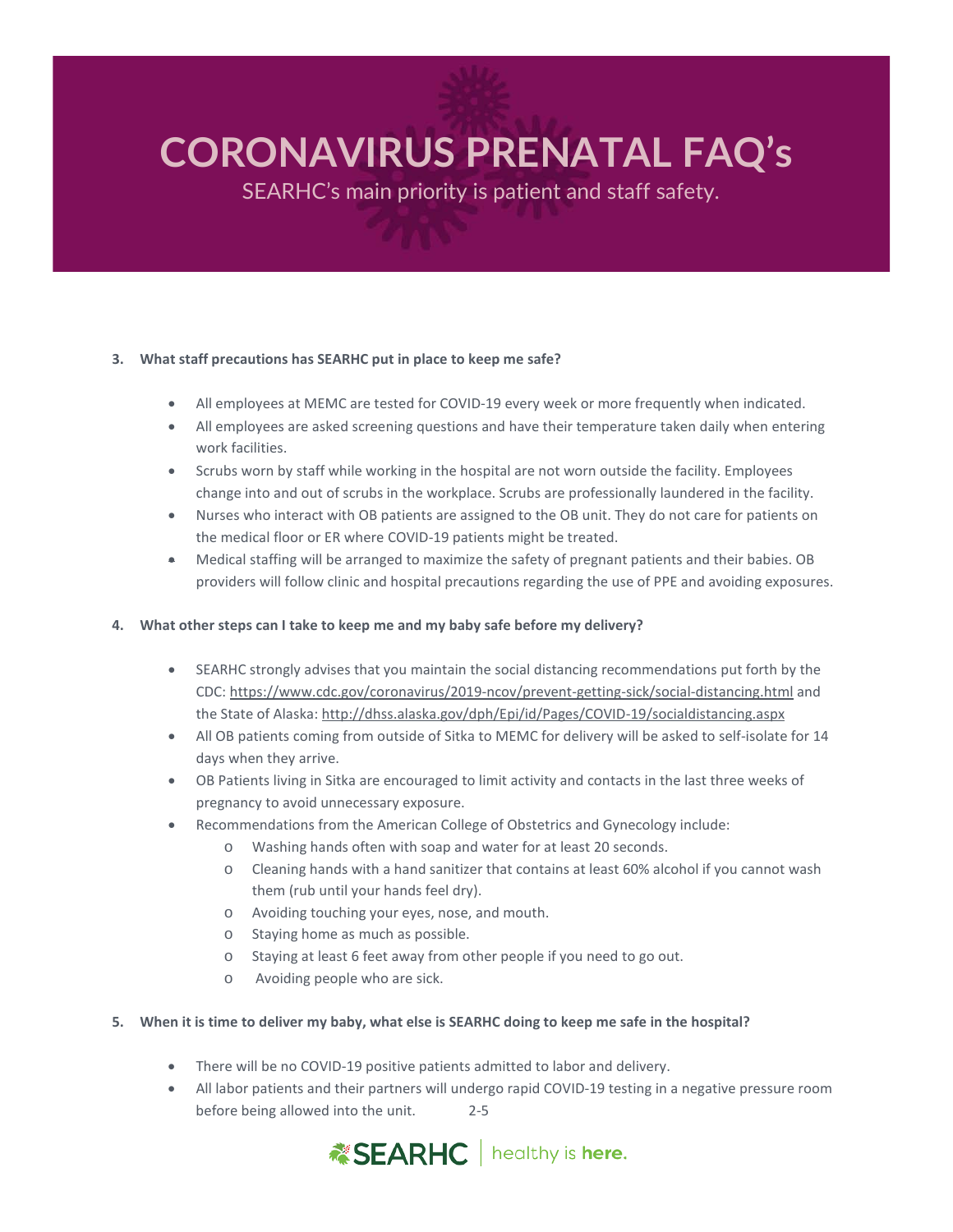# CORONAVIRUS PRENATAL FAQ's

SEARHC's main priority is patient and staff safety.

**3. What staff precautions has SEARHC put in place to keep me safe?**

- All employees at MEMC are tested for COVID-19 every week or more frequently when indicated.
- All employees are asked screening questions and have their temperature taken daily when entering work facilities.
- Scrubs worn by staff while working in the hospital are not worn outside the facility. Employees change into and out of scrubs in the workplace. Scrubs are professionally laundered in the facility.
- Nurses who interact with OB patients are assigned to the OB unit. They do not care for patients on the medical floor or ER where COVID-19 patients might be treated.
- Medical staffing will be arranged to maximize the safety of pregnant patients and their babies. OB providers will follow clinic and hospital precautions regarding the use of PPE and avoiding exposures.

**4. What other steps can I take to keep me and my baby safe before my delivery?**

- SEARHC strongly advises that you maintain the social distancing recommendations put forth by the CDC: https://www.cdc.gov/coronavirus/2019-ncov/prevent-getting-sick/social-distancing.html and the State of Alaska: http://dhss.alaska.gov/dph/Epi/id/Pages/COVID-19/socialdistancing.aspx
- All OB patients coming from outside of Sitka to MEMC for delivery will be asked to self-isolate for 14 days when they arrive.
- OB Patients living in Sitka are encouraged to limit activity and contacts in the last three weeks of pregnancy to avoid unnecessary exposure.
- Recommendations from the American College of Obstetrics and Gynecology include:
  - Washing hands often with soap and water for at least 20 seconds.
  - Cleaning hands with a hand sanitizer that contains at least 60% alcohol if you cannot wash them (rub until your hands feel dry).
  - Avoiding touching your eyes, nose, and mouth.
  - Staying home as much as possible.
  - Staying at least 6 feet away from other people if you need to go out.
  - Avoiding people who are sick.

**5. When it is time to deliver my baby, what else is SEARHC doing to keep me safe in the hospital?**

- There will be no COVID-19 positive patients admitted to labor and delivery.
- All labor patients and their partners will undergo rapid COVID-19 testing in a negative pressure room before being allowed into the unit.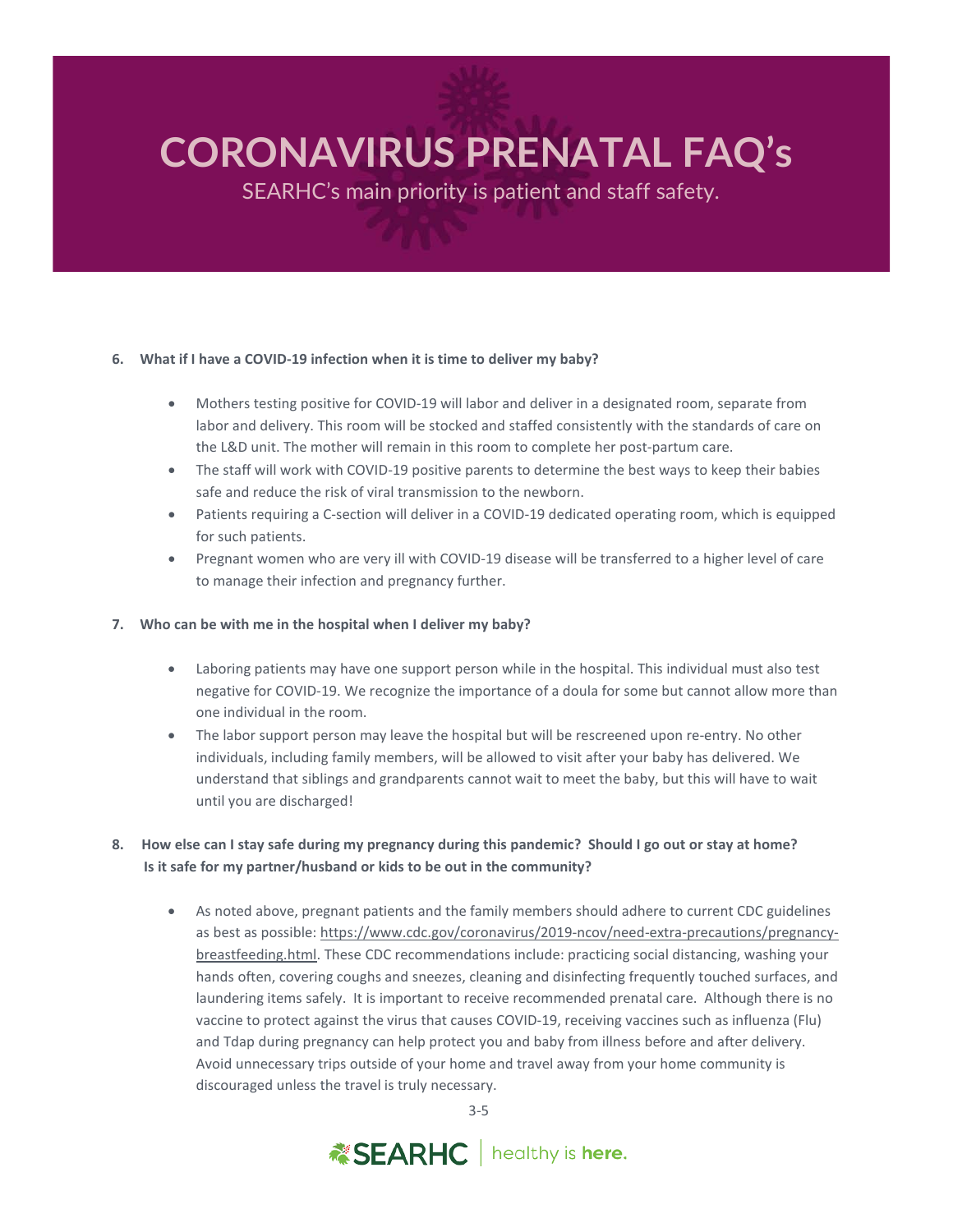# CORONAVIRUS PRENATAL FAQ's

SEARHC's main priority is patient and staff safety.

6. **What if I have a COVID-19 infection when it is time to deliver my baby?**

   - Mothers testing positive for COVID-19 will labor and deliver in a designated room, separate from labor and delivery. This room will be stocked and staffed consistently with the standards of care on the L&D unit. The mother will remain in this room to complete her post-partum care.
   - The staff will work with COVID-19 positive parents to determine the best ways to keep their babies safe and reduce the risk of viral transmission to the newborn.
   - Patients requiring a C-section will deliver in a COVID-19 dedicated operating room, which is equipped for such patients.
   - Pregnant women who are very ill with COVID-19 disease will be transferred to a higher level of care to manage their infection and pregnancy further.

7. **Who can be with me in the hospital when I deliver my baby?**

   - Laboring patients may have one support person while in the hospital. This individual must also test negative for COVID-19. We recognize the importance of a doula for some but cannot allow more than one individual in the room.
   - The labor support person may leave the hospital but will be rescreened upon re-entry. No other individuals, including family members, will be allowed to visit after your baby has delivered. We understand that siblings and grandparents cannot wait to meet the baby, but this will have to wait until you are discharged!

8. **How else can I stay safe during my pregnancy during this pandemic? Should I go out or stay at home? Is it safe for my partner/husband or kids to be out in the community?**

   - As noted above, pregnant patients and the family members should adhere to current CDC guidelines as best as possible: https://www.cdc.gov/coronavirus/2019-ncov/need-extra-precautions/pregnancy-breastfeeding.html. These CDC recommendations include: practicing social distancing, washing your hands often, covering coughs and sneezes, cleaning and disinfecting frequently touched surfaces, and laundering items safely. It is important to receive recommended prenatal care. Although there is no vaccine to protect against the virus that causes COVID-19, receiving vaccines such as influenza (Flu) and Tdap during pregnancy can help protect you and baby from illness before and after delivery. Avoid unnecessary trips outside of your home and travel away from your home community is discouraged unless the travel is truly necessary.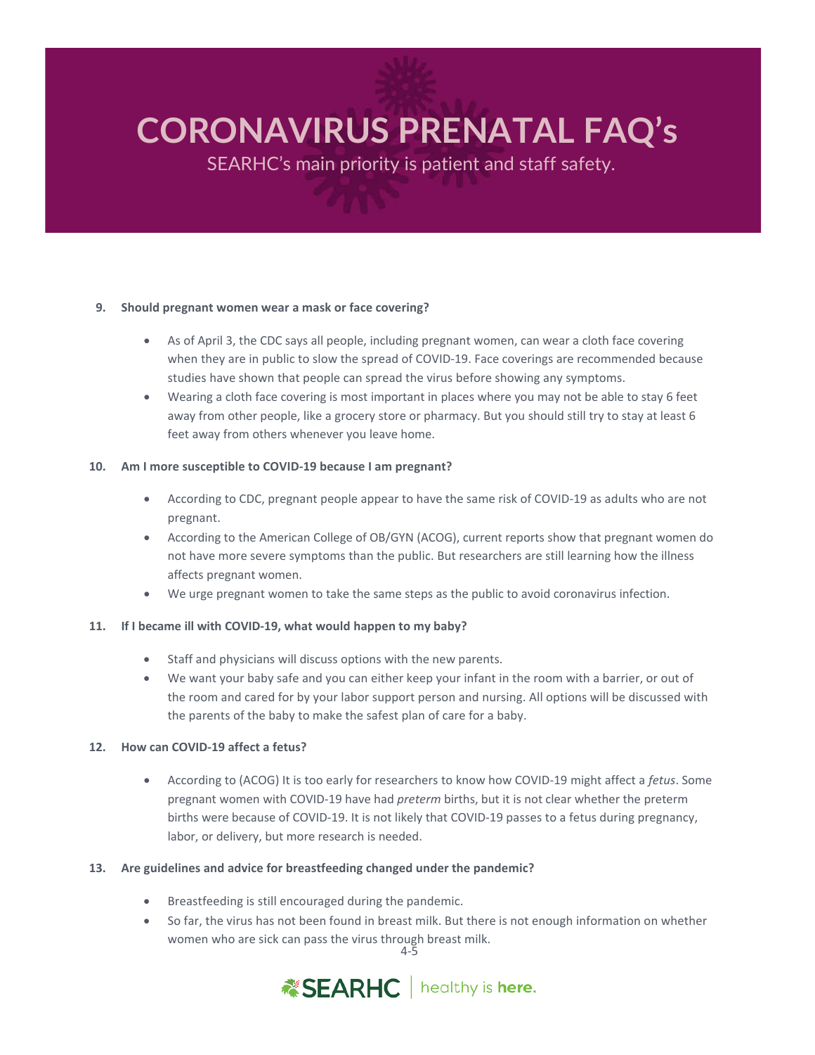# CORONAVIRUS PRENATAL FAQ's

SEARHC's main priority is patient and staff safety.

9. **Should pregnant women wear a mask or face covering?**

    - As of April 3, the CDC says all people, including pregnant women, can wear a cloth face covering when they are in public to slow the spread of COVID-19. Face coverings are recommended because studies have shown that people can spread the virus before showing any symptoms.
    - Wearing a cloth face covering is most important in places where you may not be able to stay 6 feet away from other people, like a grocery store or pharmacy. But you should still try to stay at least 6 feet away from others whenever you leave home.

10. **Am I more susceptible to COVID-19 because I am pregnant?**

    - According to CDC, pregnant people appear to have the same risk of COVID-19 as adults who are not pregnant.
    - According to the American College of OB/GYN (ACOG), current reports show that pregnant women do not have more severe symptoms than the public. But researchers are still learning how the illness affects pregnant women.
    - We urge pregnant women to take the same steps as the public to avoid coronavirus infection.

11. **If I became ill with COVID-19, what would happen to my baby?**

    - Staff and physicians will discuss options with the new parents.
    - We want your baby safe and you can either keep your infant in the room with a barrier, or out of the room and cared for by your labor support person and nursing. All options will be discussed with the parents of the baby to make the safest plan of care for a baby.

12. **How can COVID-19 affect a fetus?**

    - According to (ACOG) It is too early for researchers to know how COVID-19 might affect a *fetus*. Some pregnant women with COVID-19 have had *preterm* births, but it is not clear whether the preterm births were because of COVID-19. It is not likely that COVID-19 passes to a fetus during pregnancy, labor, or delivery, but more research is needed.

13. **Are guidelines and advice for breastfeeding changed under the pandemic?**

    - Breastfeeding is still encouraged during the pandemic.
    - So far, the virus has not been found in breast milk. But there is not enough information on whether women who are sick can pass the virus through breast milk.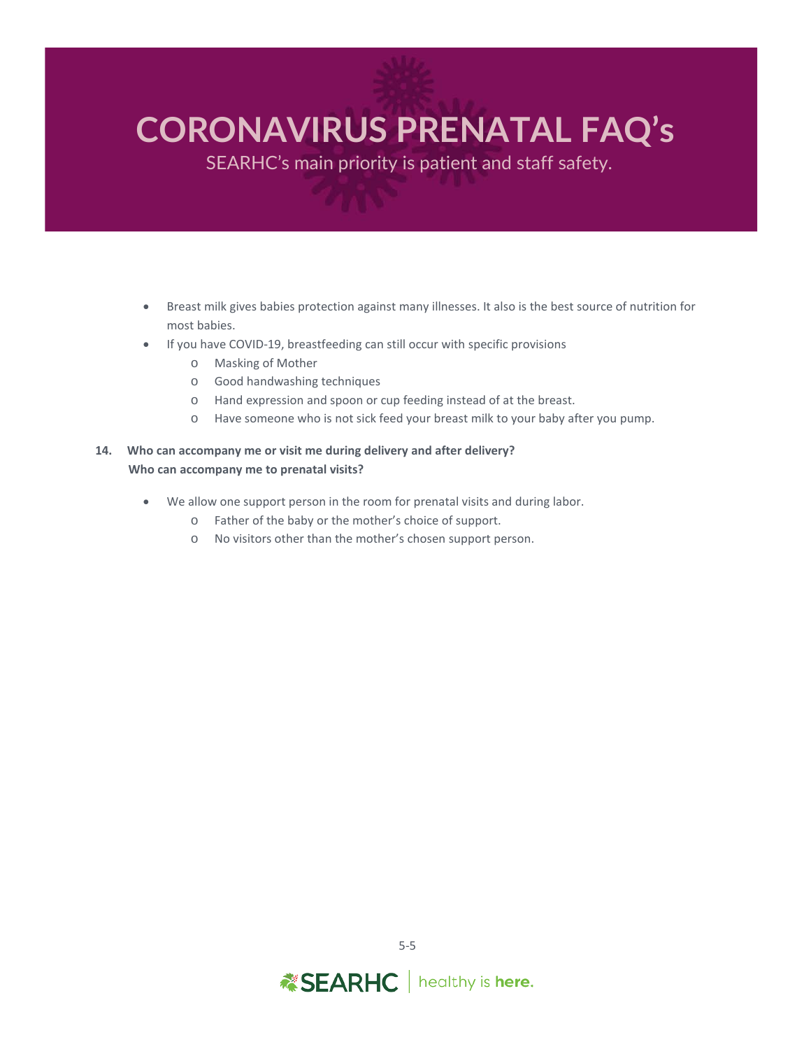# CORONAVIRUS PRENATAL FAQ's

SEARHC's main priority is patient and staff safety.

- Breast milk gives babies protection against many illnesses. It also is the best source of nutrition for most babies.
- If you have COVID-19, breastfeeding can still occur with specific provisions
  - Masking of Mother
  - Good handwashing techniques
  - Hand expression and spoon or cup feeding instead of at the breast.
  - Have someone who is not sick feed your breast milk to your baby after you pump.

**14. Who can accompany me or visit me during delivery and after delivery?**
**Who can accompany me to prenatal visits?**

- We allow one support person in the room for prenatal visits and during labor.
  - Father of the baby or the mother's choice of support.
  - No visitors other than the mother's chosen support person.